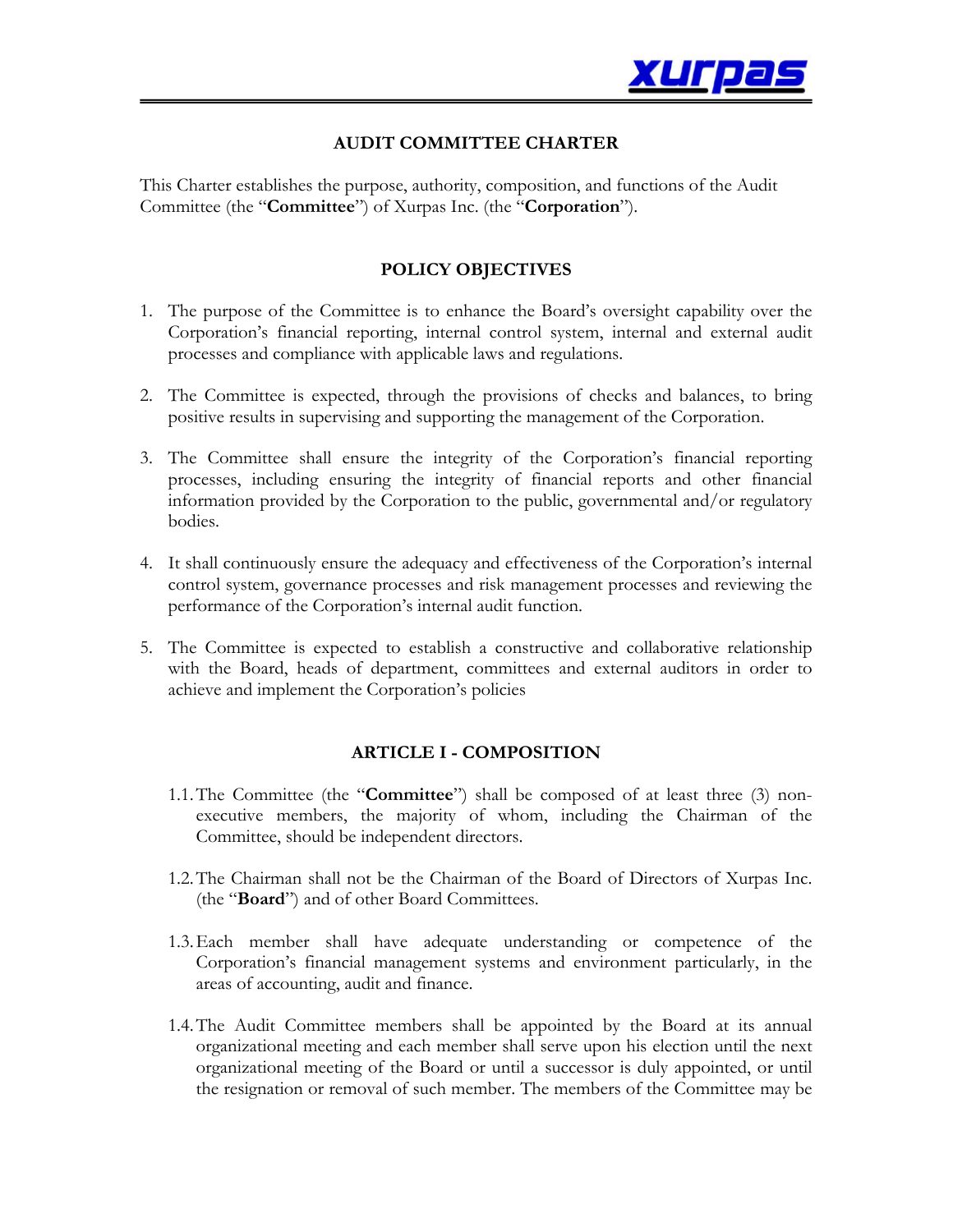## AUDIT COMMITTEE CHARTER

This Charter establishes the purpose, authority, composition, and functions of the Audit Committee (the "**Committee**") of Xurpas Inc. (the "**Corporation**").

## POLICY OBJECTIVES

1. The purpose of the Committee is to enhance the Board's oversight capability over the Corporation's financial reporting, internal control system, internal and external audit processes and compliance with applicable laws and regulations.

2. The Committee is expected, through the provisions of checks and balances, to bring positive results in supervising and supporting the management of the Corporation.

3. The Committee shall ensure the integrity of the Corporation's financial reporting processes, including ensuring the integrity of financial reports and other financial information provided by the Corporation to the public, governmental and/or regulatory bodies.

4. It shall continuously ensure the adequacy and effectiveness of the Corporation's internal control system, governance processes and risk management processes and reviewing the performance of the Corporation's internal audit function.

5. The Committee is expected to establish a constructive and collaborative relationship with the Board, heads of department, committees and external auditors in order to achieve and implement the Corporation's policies

## ARTICLE I - COMPOSITION

1.1. The Committee (the "**Committee**") shall be composed of at least three (3) non-executive members, the majority of whom, including the Chairman of the Committee, should be independent directors.

1.2. The Chairman shall not be the Chairman of the Board of Directors of Xurpas Inc. (the "**Board**") and of other Board Committees.

1.3. Each member shall have adequate understanding or competence of the Corporation's financial management systems and environment particularly, in the areas of accounting, audit and finance.

1.4. The Audit Committee members shall be appointed by the Board at its annual organizational meeting and each member shall serve upon his election until the next organizational meeting of the Board or until a successor is duly appointed, or until the resignation or removal of such member. The members of the Committee may be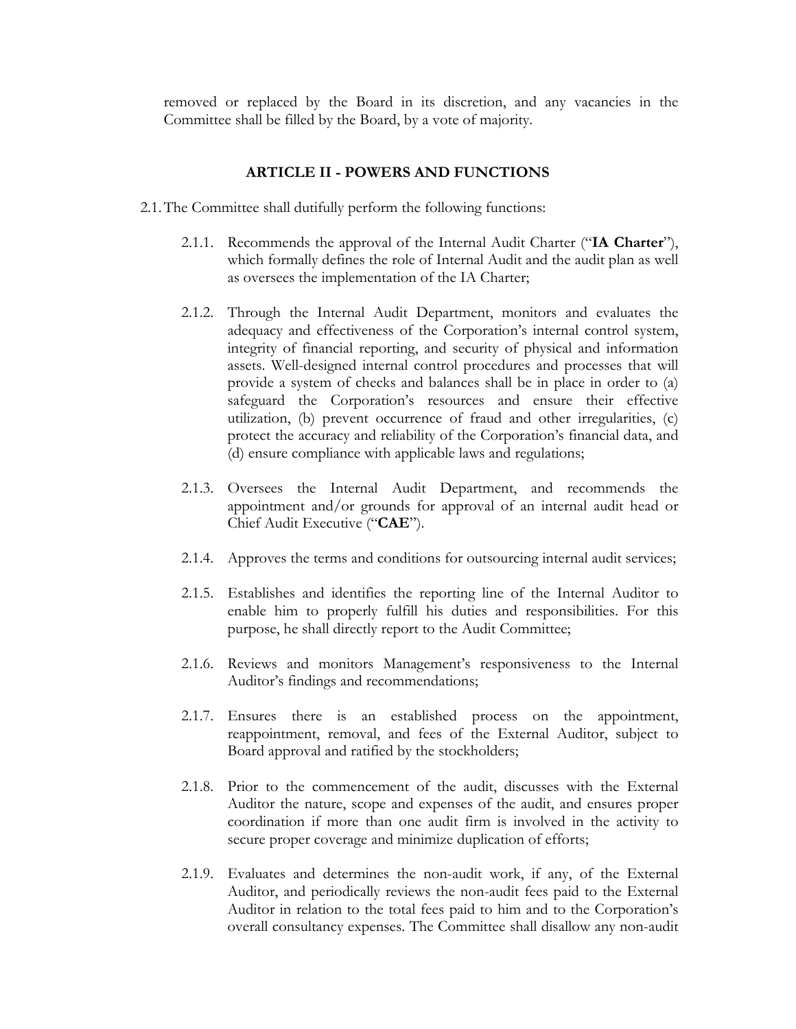removed or replaced by the Board in its discretion, and any vacancies in the Committee shall be filled by the Board, by a vote of majority.

## ARTICLE II - POWERS AND FUNCTIONS

2.1. The Committee shall dutifully perform the following functions:

2.1.1. Recommends the approval of the Internal Audit Charter ("**IA Charter**"), which formally defines the role of Internal Audit and the audit plan as well as oversees the implementation of the IA Charter;

2.1.2. Through the Internal Audit Department, monitors and evaluates the adequacy and effectiveness of the Corporation's internal control system, integrity of financial reporting, and security of physical and information assets. Well-designed internal control procedures and processes that will provide a system of checks and balances shall be in place in order to (a) safeguard the Corporation's resources and ensure their effective utilization, (b) prevent occurrence of fraud and other irregularities, (c) protect the accuracy and reliability of the Corporation's financial data, and (d) ensure compliance with applicable laws and regulations;

2.1.3. Oversees the Internal Audit Department, and recommends the appointment and/or grounds for approval of an internal audit head or Chief Audit Executive ("**CAE**").

2.1.4. Approves the terms and conditions for outsourcing internal audit services;

2.1.5. Establishes and identifies the reporting line of the Internal Auditor to enable him to properly fulfill his duties and responsibilities. For this purpose, he shall directly report to the Audit Committee;

2.1.6. Reviews and monitors Management's responsiveness to the Internal Auditor's findings and recommendations;

2.1.7. Ensures there is an established process on the appointment, reappointment, removal, and fees of the External Auditor, subject to Board approval and ratified by the stockholders;

2.1.8. Prior to the commencement of the audit, discusses with the External Auditor the nature, scope and expenses of the audit, and ensures proper coordination if more than one audit firm is involved in the activity to secure proper coverage and minimize duplication of efforts;

2.1.9. Evaluates and determines the non-audit work, if any, of the External Auditor, and periodically reviews the non-audit fees paid to the External Auditor in relation to the total fees paid to him and to the Corporation's overall consultancy expenses. The Committee shall disallow any non-audit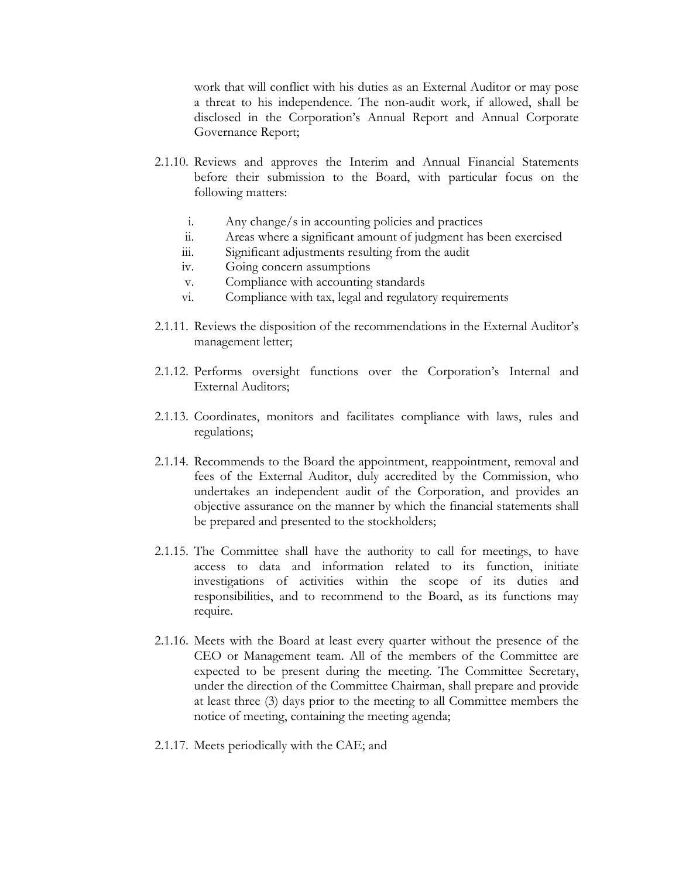work that will conflict with his duties as an External Auditor or may pose a threat to his independence. The non-audit work, if allowed, shall be disclosed in the Corporation's Annual Report and Annual Corporate Governance Report;

2.1.10. Reviews and approves the Interim and Annual Financial Statements before their submission to the Board, with particular focus on the following matters:

   i. Any change/s in accounting policies and practices
   ii. Areas where a significant amount of judgment has been exercised
   iii. Significant adjustments resulting from the audit
   iv. Going concern assumptions
   v. Compliance with accounting standards
   vi. Compliance with tax, legal and regulatory requirements

2.1.11. Reviews the disposition of the recommendations in the External Auditor's management letter;

2.1.12. Performs oversight functions over the Corporation's Internal and External Auditors;

2.1.13. Coordinates, monitors and facilitates compliance with laws, rules and regulations;

2.1.14. Recommends to the Board the appointment, reappointment, removal and fees of the External Auditor, duly accredited by the Commission, who undertakes an independent audit of the Corporation, and provides an objective assurance on the manner by which the financial statements shall be prepared and presented to the stockholders;

2.1.15. The Committee shall have the authority to call for meetings, to have access to data and information related to its function, initiate investigations of activities within the scope of its duties and responsibilities, and to recommend to the Board, as its functions may require.

2.1.16. Meets with the Board at least every quarter without the presence of the CEO or Management team. All of the members of the Committee are expected to be present during the meeting. The Committee Secretary, under the direction of the Committee Chairman, shall prepare and provide at least three (3) days prior to the meeting to all Committee members the notice of meeting, containing the meeting agenda;

2.1.17. Meets periodically with the CAE; and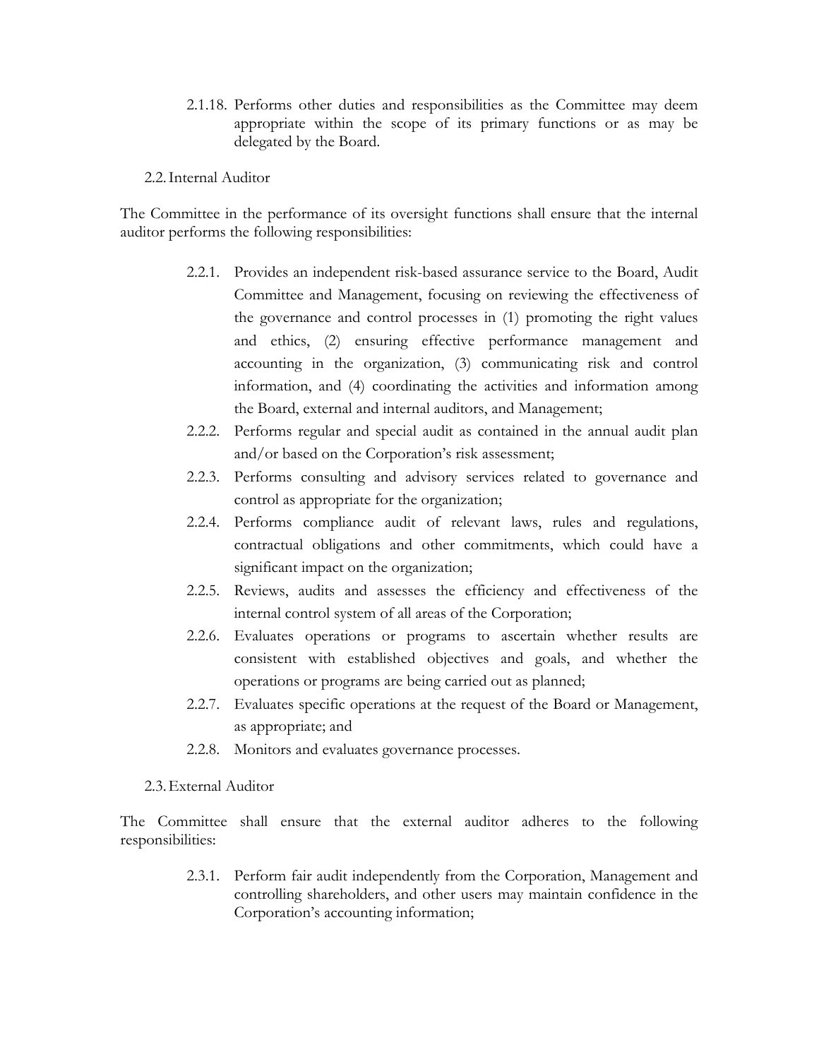2.1.18. Performs other duties and responsibilities as the Committee may deem appropriate within the scope of its primary functions or as may be delegated by the Board.

2.2. Internal Auditor

The Committee in the performance of its oversight functions shall ensure that the internal auditor performs the following responsibilities:

2.2.1. Provides an independent risk-based assurance service to the Board, Audit Committee and Management, focusing on reviewing the effectiveness of the governance and control processes in (1) promoting the right values and ethics, (2) ensuring effective performance management and accounting in the organization, (3) communicating risk and control information, and (4) coordinating the activities and information among the Board, external and internal auditors, and Management;

2.2.2. Performs regular and special audit as contained in the annual audit plan and/or based on the Corporation's risk assessment;

2.2.3. Performs consulting and advisory services related to governance and control as appropriate for the organization;

2.2.4. Performs compliance audit of relevant laws, rules and regulations, contractual obligations and other commitments, which could have a significant impact on the organization;

2.2.5. Reviews, audits and assesses the efficiency and effectiveness of the internal control system of all areas of the Corporation;

2.2.6. Evaluates operations or programs to ascertain whether results are consistent with established objectives and goals, and whether the operations or programs are being carried out as planned;

2.2.7. Evaluates specific operations at the request of the Board or Management, as appropriate; and

2.2.8. Monitors and evaluates governance processes.

2.3. External Auditor

The Committee shall ensure that the external auditor adheres to the following responsibilities:

2.3.1. Perform fair audit independently from the Corporation, Management and controlling shareholders, and other users may maintain confidence in the Corporation's accounting information;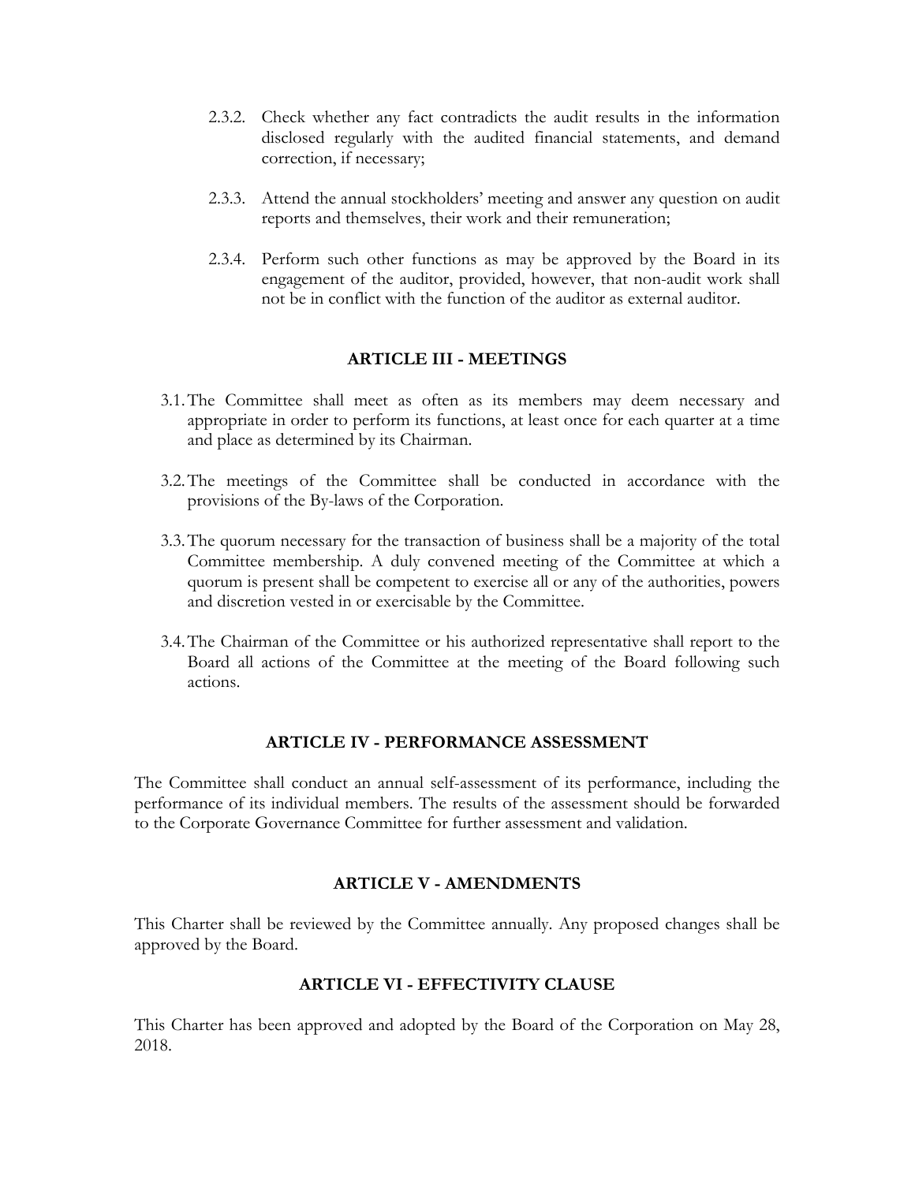2.3.2. Check whether any fact contradicts the audit results in the information disclosed regularly with the audited financial statements, and demand correction, if necessary;

2.3.3. Attend the annual stockholders' meeting and answer any question on audit reports and themselves, their work and their remuneration;

2.3.4. Perform such other functions as may be approved by the Board in its engagement of the auditor, provided, however, that non-audit work shall not be in conflict with the function of the auditor as external auditor.

## ARTICLE III - MEETINGS

3.1. The Committee shall meet as often as its members may deem necessary and appropriate in order to perform its functions, at least once for each quarter at a time and place as determined by its Chairman.

3.2. The meetings of the Committee shall be conducted in accordance with the provisions of the By-laws of the Corporation.

3.3. The quorum necessary for the transaction of business shall be a majority of the total Committee membership. A duly convened meeting of the Committee at which a quorum is present shall be competent to exercise all or any of the authorities, powers and discretion vested in or exercisable by the Committee.

3.4. The Chairman of the Committee or his authorized representative shall report to the Board all actions of the Committee at the meeting of the Board following such actions.

## ARTICLE IV - PERFORMANCE ASSESSMENT

The Committee shall conduct an annual self-assessment of its performance, including the performance of its individual members. The results of the assessment should be forwarded to the Corporate Governance Committee for further assessment and validation.

## ARTICLE V - AMENDMENTS

This Charter shall be reviewed by the Committee annually. Any proposed changes shall be approved by the Board.

## ARTICLE VI - EFFECTIVITY CLAUSE

This Charter has been approved and adopted by the Board of the Corporation on May 28, 2018.